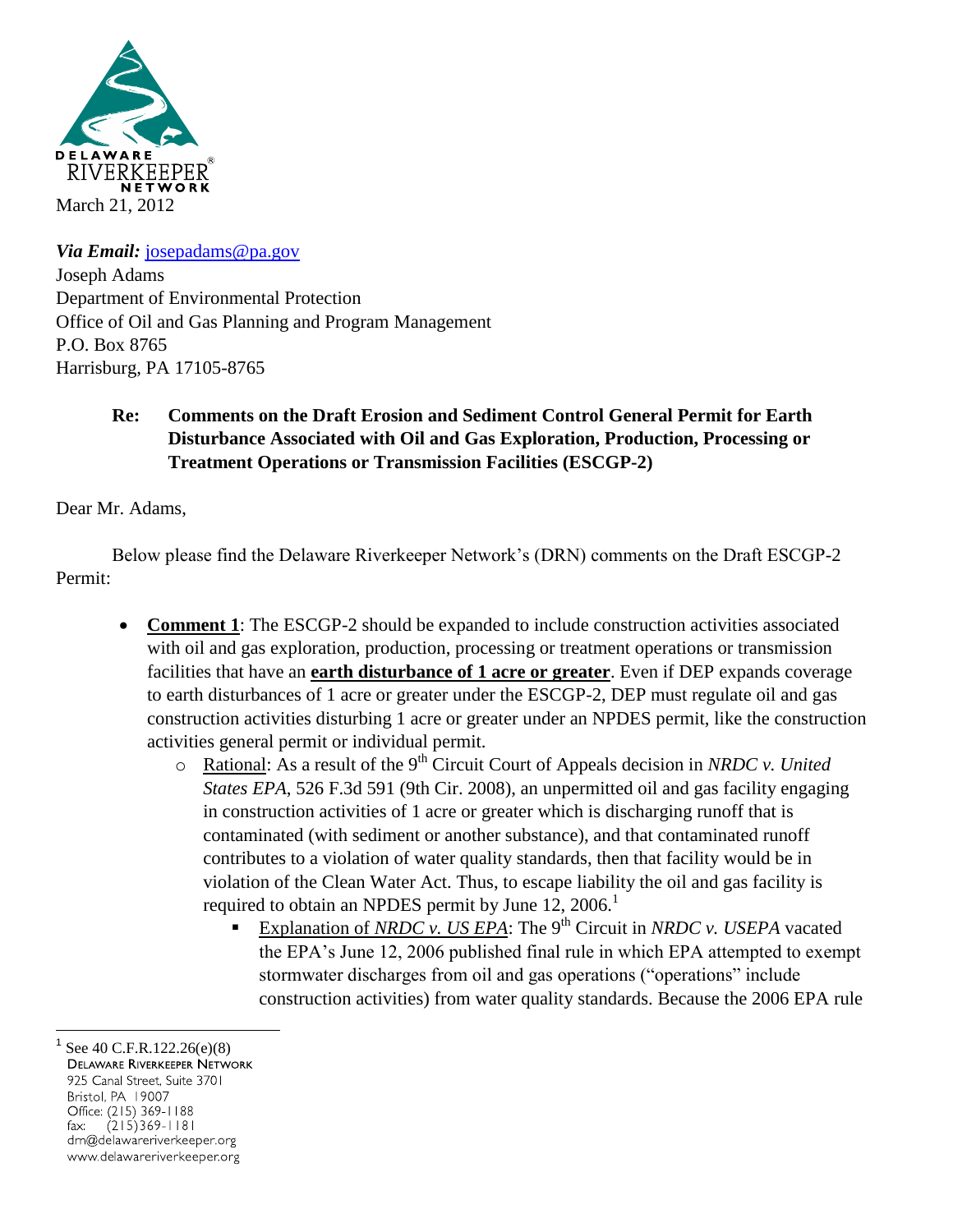DELAWARE RIVERKEEPER NETWORK

March 21, 2012

***Via Email:*** josepadams@pa.gov
Joseph Adams
Department of Environmental Protection
Office of Oil and Gas Planning and Program Management
P.O. Box 8765
Harrisburg, PA 17105-8765

**Re: Comments on the Draft Erosion and Sediment Control General Permit for Earth Disturbance Associated with Oil and Gas Exploration, Production, Processing or Treatment Operations or Transmission Facilities (ESCGP-2)**

Dear Mr. Adams,

Below please find the Delaware Riverkeeper Network's (DRN) comments on the Draft ESCGP-2 Permit:

- **Comment 1**: The ESCGP-2 should be expanded to include construction activities associated with oil and gas exploration, production, processing or treatment operations or transmission facilities that have an **earth disturbance of 1 acre or greater**. Even if DEP expands coverage to earth disturbances of 1 acre or greater under the ESCGP-2, DEP must regulate oil and gas construction activities disturbing 1 acre or greater under an NPDES permit, like the construction activities general permit or individual permit.
  - Rational: As a result of the 9th Circuit Court of Appeals decision in *NRDC v. United States EPA*, 526 F.3d 591 (9th Cir. 2008), an unpermitted oil and gas facility engaging in construction activities of 1 acre or greater which is discharging runoff that is contaminated (with sediment or another substance), and that contaminated runoff contributes to a violation of water quality standards, then that facility would be in violation of the Clean Water Act. Thus, to escape liability the oil and gas facility is required to obtain an NPDES permit by June 12, 2006.[1]
    - Explanation of *NRDC v. US EPA*: The 9th Circuit in *NRDC v. USEPA* vacated the EPA's June 12, 2006 published final rule in which EPA attempted to exempt stormwater discharges from oil and gas operations ("operations" include construction activities) from water quality standards. Because the 2006 EPA rule

[1] See 40 C.F.R.122.26(e)(8)

DELAWARE RIVERKEEPER NETWORK
925 Canal Street, Suite 3701
Bristol, PA 19007
Office: (215) 369-1188
fax: (215)369-1181
drn@delawareriverkeeper.org
www.delawareriverkeeper.org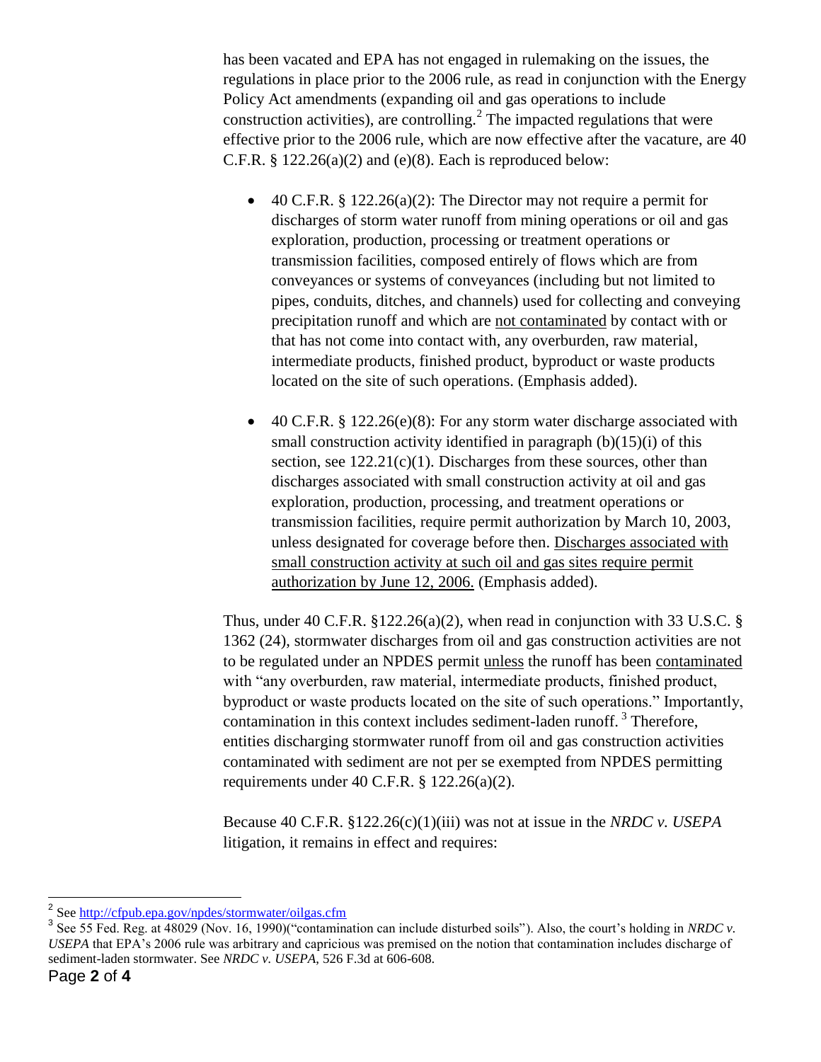has been vacated and EPA has not engaged in rulemaking on the issues, the regulations in place prior to the 2006 rule, as read in conjunction with the Energy Policy Act amendments (expanding oil and gas operations to include construction activities), are controlling.[2] The impacted regulations that were effective prior to the 2006 rule, which are now effective after the vacature, are 40 C.F.R. § 122.26(a)(2) and (e)(8). Each is reproduced below:

- 40 C.F.R. § 122.26(a)(2): The Director may not require a permit for discharges of storm water runoff from mining operations or oil and gas exploration, production, processing or treatment operations or transmission facilities, composed entirely of flows which are from conveyances or systems of conveyances (including but not limited to pipes, conduits, ditches, and channels) used for collecting and conveying precipitation runoff and which are <u>not contaminated</u> by contact with or that has not come into contact with, any overburden, raw material, intermediate products, finished product, byproduct or waste products located on the site of such operations. (Emphasis added).

- 40 C.F.R. § 122.26(e)(8): For any storm water discharge associated with small construction activity identified in paragraph (b)(15)(i) of this section, see 122.21(c)(1). Discharges from these sources, other than discharges associated with small construction activity at oil and gas exploration, production, processing, and treatment operations or transmission facilities, require permit authorization by March 10, 2003, unless designated for coverage before then. <u>Discharges associated with small construction activity at such oil and gas sites require permit authorization by June 12, 2006.</u> (Emphasis added).

Thus, under 40 C.F.R. §122.26(a)(2), when read in conjunction with 33 U.S.C. § 1362 (24), stormwater discharges from oil and gas construction activities are not to be regulated under an NPDES permit <u>unless</u> the runoff has been <u>contaminated</u> with "any overburden, raw material, intermediate products, finished product, byproduct or waste products located on the site of such operations." Importantly, contamination in this context includes sediment-laden runoff.[3] Therefore, entities discharging stormwater runoff from oil and gas construction activities contaminated with sediment are not per se exempted from NPDES permitting requirements under 40 C.F.R. § 122.26(a)(2).

Because 40 C.F.R. §122.26(c)(1)(iii) was not at issue in the *NRDC v. USEPA* litigation, it remains in effect and requires:

---

[2] See http://cfpub.epa.gov/npdes/stormwater/oilgas.cfm

[3] See 55 Fed. Reg. at 48029 (Nov. 16, 1990)("contamination can include disturbed soils"). Also, the court's holding in *NRDC v. USEPA* that EPA's 2006 rule was arbitrary and capricious was premised on the notion that contamination includes discharge of sediment-laden stormwater. See *NRDC v. USEPA*, 526 F.3d at 606-608.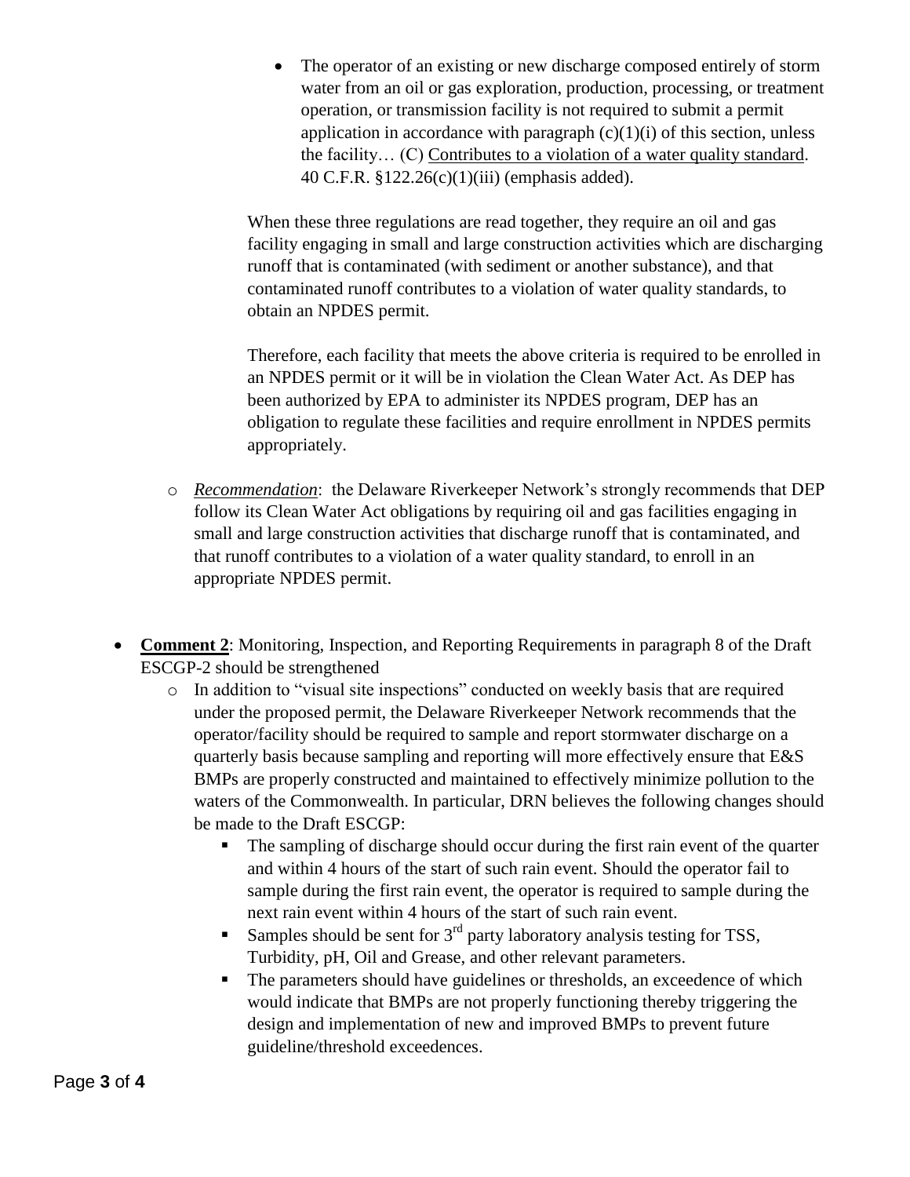- The operator of an existing or new discharge composed entirely of storm water from an oil or gas exploration, production, processing, or treatment operation, or transmission facility is not required to submit a permit application in accordance with paragraph (c)(1)(i) of this section, unless the facility… (C) <u>Contributes to a violation of a water quality standard</u>. 40 C.F.R. §122.26(c)(1)(iii) (emphasis added).

  When these three regulations are read together, they require an oil and gas facility engaging in small and large construction activities which are discharging runoff that is contaminated (with sediment or another substance), and that contaminated runoff contributes to a violation of water quality standards, to obtain an NPDES permit.

  Therefore, each facility that meets the above criteria is required to be enrolled in an NPDES permit or it will be in violation the Clean Water Act. As DEP has been authorized by EPA to administer its NPDES program, DEP has an obligation to regulate these facilities and require enrollment in NPDES permits appropriately.

  - <u>*Recommendation*</u>: the Delaware Riverkeeper Network's strongly recommends that DEP follow its Clean Water Act obligations by requiring oil and gas facilities engaging in small and large construction activities that discharge runoff that is contaminated, and that runoff contributes to a violation of a water quality standard, to enroll in an appropriate NPDES permit.

- **<u>Comment 2</u>**: Monitoring, Inspection, and Reporting Requirements in paragraph 8 of the Draft ESCGP-2 should be strengthened
  - In addition to "visual site inspections" conducted on weekly basis that are required under the proposed permit, the Delaware Riverkeeper Network recommends that the operator/facility should be required to sample and report stormwater discharge on a quarterly basis because sampling and reporting will more effectively ensure that E&S BMPs are properly constructed and maintained to effectively minimize pollution to the waters of the Commonwealth. In particular, DRN believes the following changes should be made to the Draft ESCGP:
    - The sampling of discharge should occur during the first rain event of the quarter and within 4 hours of the start of such rain event. Should the operator fail to sample during the first rain event, the operator is required to sample during the next rain event within 4 hours of the start of such rain event.
    - Samples should be sent for 3rd party laboratory analysis testing for TSS, Turbidity, pH, Oil and Grease, and other relevant parameters.
    - The parameters should have guidelines or thresholds, an exceedence of which would indicate that BMPs are not properly functioning thereby triggering the design and implementation of new and improved BMPs to prevent future guideline/threshold exceedences.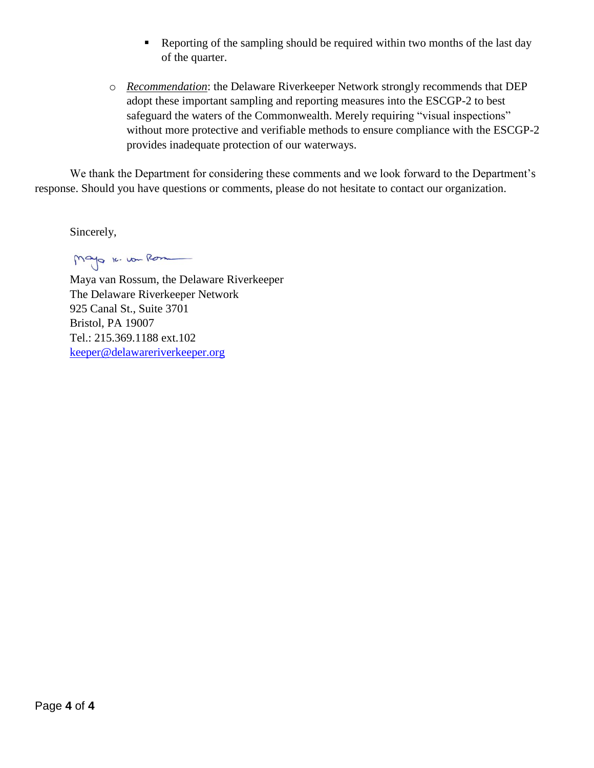- Reporting of the sampling should be required within two months of the last day of the quarter.

- *Recommendation*: the Delaware Riverkeeper Network strongly recommends that DEP adopt these important sampling and reporting measures into the ESCGP-2 to best safeguard the waters of the Commonwealth. Merely requiring "visual inspections" without more protective and verifiable methods to ensure compliance with the ESCGP-2 provides inadequate protection of our waterways.

We thank the Department for considering these comments and we look forward to the Department's response. Should you have questions or comments, please do not hesitate to contact our organization.

Sincerely,

Maya van Rossum, the Delaware Riverkeeper
The Delaware Riverkeeper Network
925 Canal St., Suite 3701
Bristol, PA 19007
Tel.: 215.369.1188 ext.102
keeper@delawareriverkeeper.org